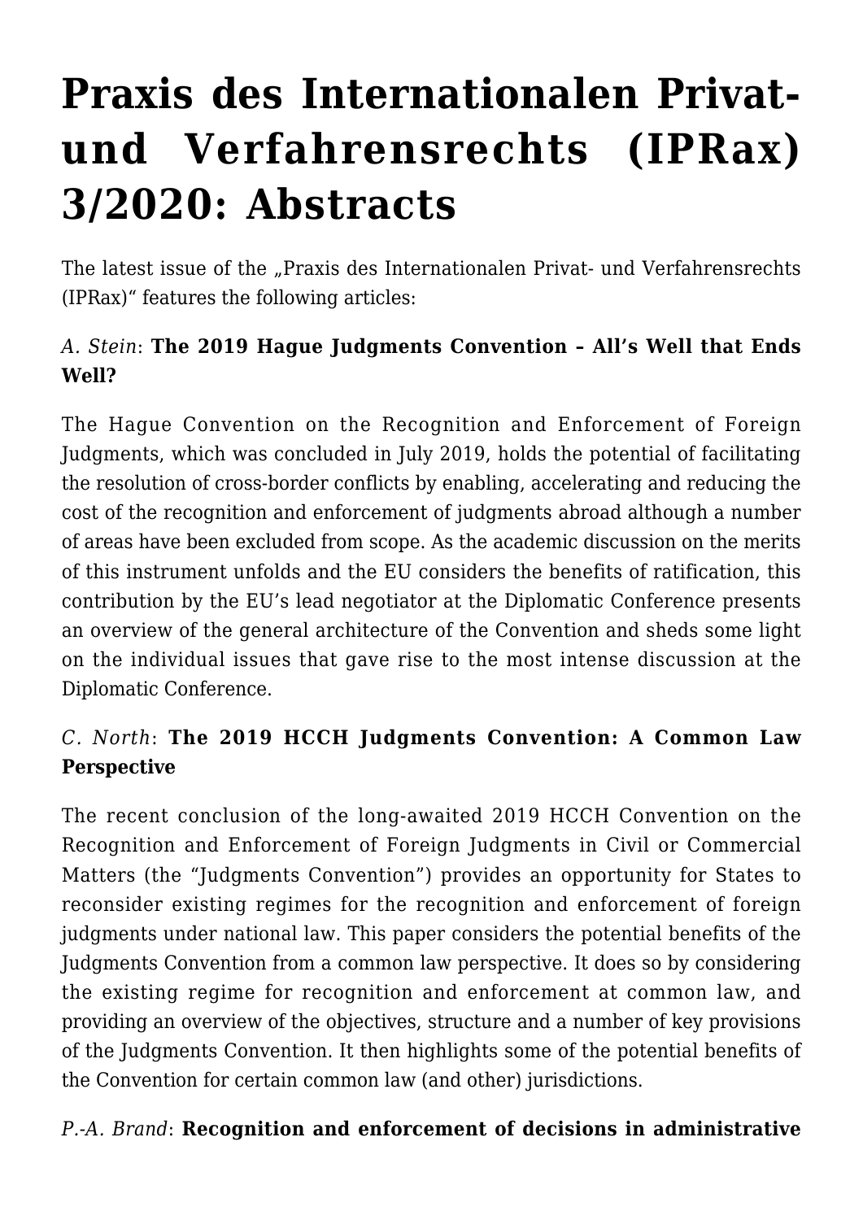# Praxis des Internationalen Privat- und Verfahrensrechts (IPRax) 3/2020: Abstracts

The latest issue of the „Praxis des Internationalen Privat- und Verfahrensrechts (IPRax)" features the following articles:

*A. Stein*: **The 2019 Hague Judgments Convention – All's Well that Ends Well?**

The Hague Convention on the Recognition and Enforcement of Foreign Judgments, which was concluded in July 2019, holds the potential of facilitating the resolution of cross-border conflicts by enabling, accelerating and reducing the cost of the recognition and enforcement of judgments abroad although a number of areas have been excluded from scope. As the academic discussion on the merits of this instrument unfolds and the EU considers the benefits of ratification, this contribution by the EU's lead negotiator at the Diplomatic Conference presents an overview of the general architecture of the Convention and sheds some light on the individual issues that gave rise to the most intense discussion at the Diplomatic Conference.

*C. North*: **The 2019 HCCH Judgments Convention: A Common Law Perspective**

The recent conclusion of the long-awaited 2019 HCCH Convention on the Recognition and Enforcement of Foreign Judgments in Civil or Commercial Matters (the "Judgments Convention") provides an opportunity for States to reconsider existing regimes for the recognition and enforcement of foreign judgments under national law. This paper considers the potential benefits of the Judgments Convention from a common law perspective. It does so by considering the existing regime for recognition and enforcement at common law, and providing an overview of the objectives, structure and a number of key provisions of the Judgments Convention. It then highlights some of the potential benefits of the Convention for certain common law (and other) jurisdictions.

*P.-A. Brand*: **Recognition and enforcement of decisions in administrative**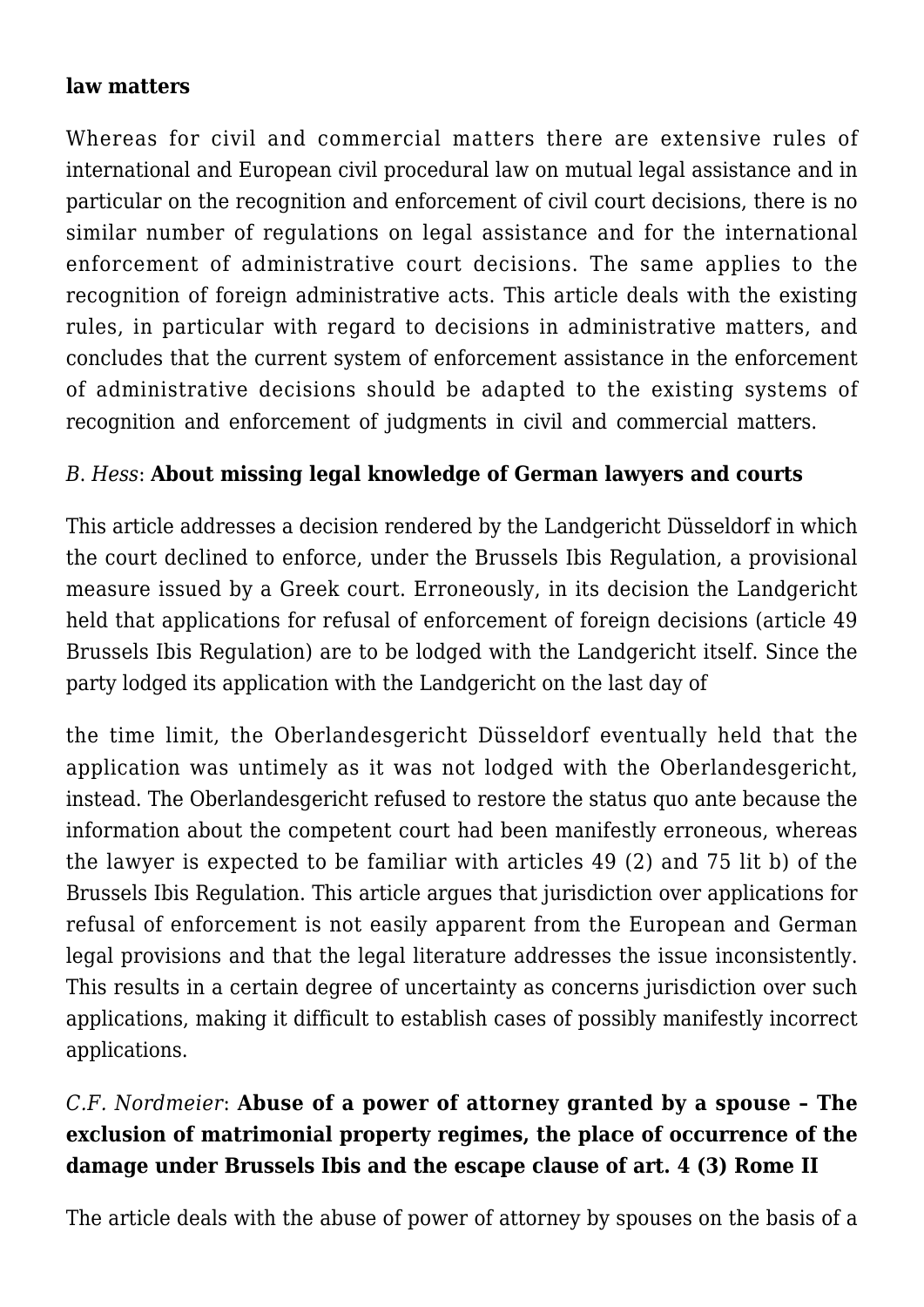**law matters**

Whereas for civil and commercial matters there are extensive rules of international and European civil procedural law on mutual legal assistance and in particular on the recognition and enforcement of civil court decisions, there is no similar number of regulations on legal assistance and for the international enforcement of administrative court decisions. The same applies to the recognition of foreign administrative acts. This article deals with the existing rules, in particular with regard to decisions in administrative matters, and concludes that the current system of enforcement assistance in the enforcement of administrative decisions should be adapted to the existing systems of recognition and enforcement of judgments in civil and commercial matters.

*B. Hess*: **About missing legal knowledge of German lawyers and courts**

This article addresses a decision rendered by the Landgericht Düsseldorf in which the court declined to enforce, under the Brussels Ibis Regulation, a provisional measure issued by a Greek court. Erroneously, in its decision the Landgericht held that applications for refusal of enforcement of foreign decisions (article 49 Brussels Ibis Regulation) are to be lodged with the Landgericht itself. Since the party lodged its application with the Landgericht on the last day of the time limit, the Oberlandesgericht Düsseldorf eventually held that the application was untimely as it was not lodged with the Oberlandesgericht, instead. The Oberlandesgericht refused to restore the status quo ante because the information about the competent court had been manifestly erroneous, whereas the lawyer is expected to be familiar with articles 49 (2) and 75 lit b) of the Brussels Ibis Regulation. This article argues that jurisdiction over applications for refusal of enforcement is not easily apparent from the European and German legal provisions and that the legal literature addresses the issue inconsistently. This results in a certain degree of uncertainty as concerns jurisdiction over such applications, making it difficult to establish cases of possibly manifestly incorrect applications.

*C.F. Nordmeier*: **Abuse of a power of attorney granted by a spouse – The exclusion of matrimonial property regimes, the place of occurrence of the damage under Brussels Ibis and the escape clause of art. 4 (3) Rome II**

The article deals with the abuse of power of attorney by spouses on the basis of a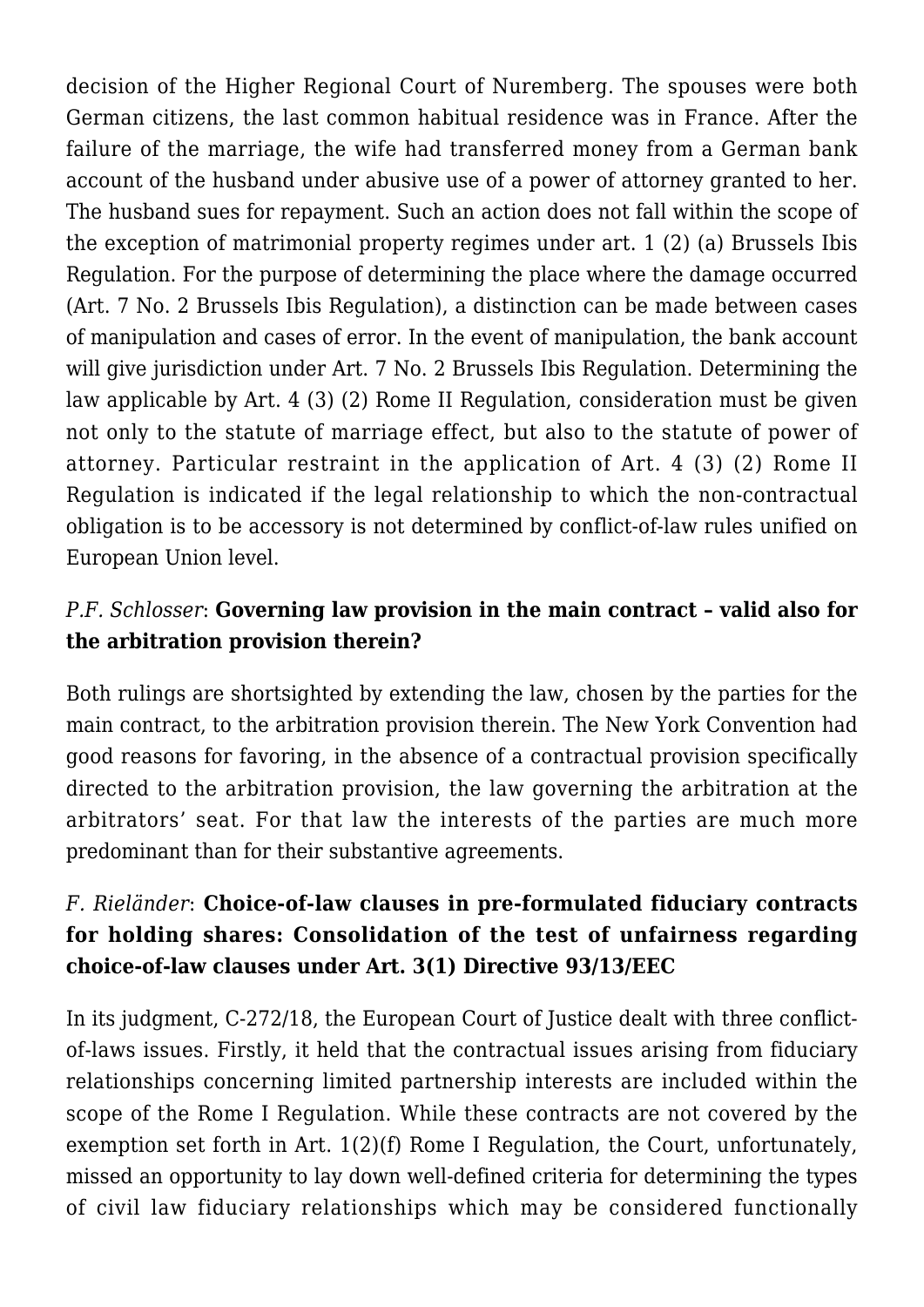decision of the Higher Regional Court of Nuremberg. The spouses were both German citizens, the last common habitual residence was in France. After the failure of the marriage, the wife had transferred money from a German bank account of the husband under abusive use of a power of attorney granted to her. The husband sues for repayment. Such an action does not fall within the scope of the exception of matrimonial property regimes under art. 1 (2) (a) Brussels Ibis Regulation. For the purpose of determining the place where the damage occurred (Art. 7 No. 2 Brussels Ibis Regulation), a distinction can be made between cases of manipulation and cases of error. In the event of manipulation, the bank account will give jurisdiction under Art. 7 No. 2 Brussels Ibis Regulation. Determining the law applicable by Art. 4 (3) (2) Rome II Regulation, consideration must be given not only to the statute of marriage effect, but also to the statute of power of attorney. Particular restraint in the application of Art. 4 (3) (2) Rome II Regulation is indicated if the legal relationship to which the non-contractual obligation is to be accessory is not determined by conflict-of-law rules unified on European Union level.

*P.F. Schlosser*: **Governing law provision in the main contract – valid also for the arbitration provision therein?**

Both rulings are shortsighted by extending the law, chosen by the parties for the main contract, to the arbitration provision therein. The New York Convention had good reasons for favoring, in the absence of a contractual provision specifically directed to the arbitration provision, the law governing the arbitration at the arbitrators' seat. For that law the interests of the parties are much more predominant than for their substantive agreements.

*F. Rieländer*: **Choice-of-law clauses in pre-formulated fiduciary contracts for holding shares: Consolidation of the test of unfairness regarding choice-of-law clauses under Art. 3(1) Directive 93/13/EEC**

In its judgment, C-272/18, the European Court of Justice dealt with three conflict-of-laws issues. Firstly, it held that the contractual issues arising from fiduciary relationships concerning limited partnership interests are included within the scope of the Rome I Regulation. While these contracts are not covered by the exemption set forth in Art. 1(2)(f) Rome I Regulation, the Court, unfortunately, missed an opportunity to lay down well-defined criteria for determining the types of civil law fiduciary relationships which may be considered functionally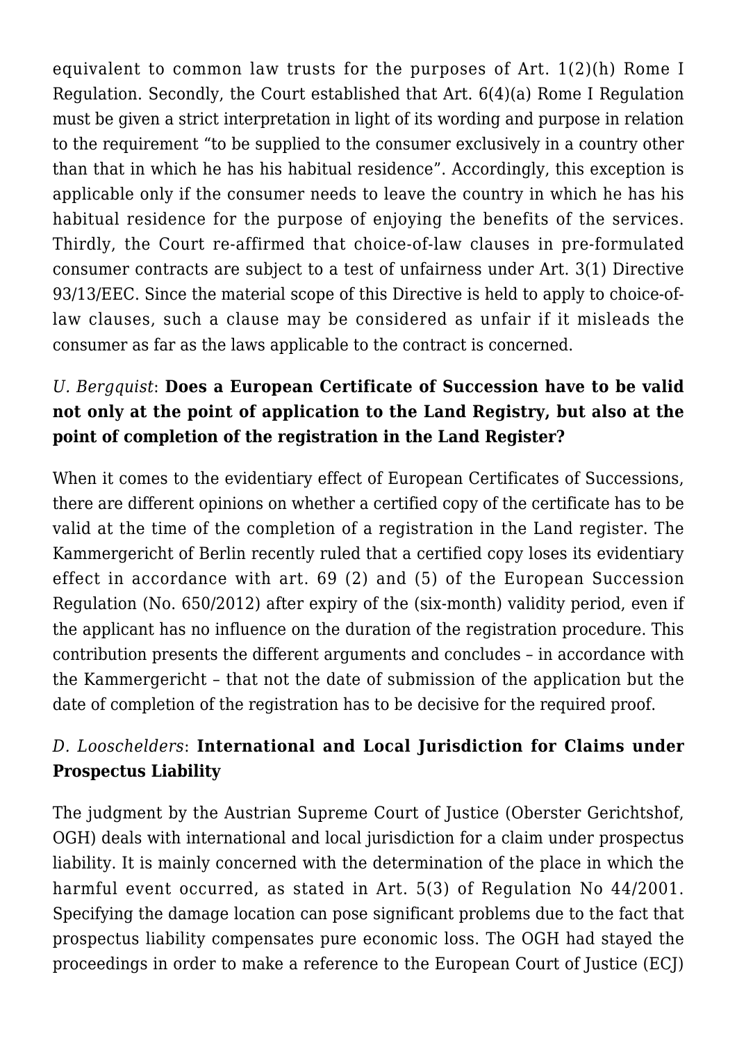equivalent to common law trusts for the purposes of Art. 1(2)(h) Rome I Regulation. Secondly, the Court established that Art. 6(4)(a) Rome I Regulation must be given a strict interpretation in light of its wording and purpose in relation to the requirement "to be supplied to the consumer exclusively in a country other than that in which he has his habitual residence". Accordingly, this exception is applicable only if the consumer needs to leave the country in which he has his habitual residence for the purpose of enjoying the benefits of the services. Thirdly, the Court re-affirmed that choice-of-law clauses in pre-formulated consumer contracts are subject to a test of unfairness under Art. 3(1) Directive 93/13/EEC. Since the material scope of this Directive is held to apply to choice-of-law clauses, such a clause may be considered as unfair if it misleads the consumer as far as the laws applicable to the contract is concerned.

### *U. Bergquist*: **Does a European Certificate of Succession have to be valid not only at the point of application to the Land Registry, but also at the point of completion of the registration in the Land Register?**

When it comes to the evidentiary effect of European Certificates of Successions, there are different opinions on whether a certified copy of the certificate has to be valid at the time of the completion of a registration in the Land register. The Kammergericht of Berlin recently ruled that a certified copy loses its evidentiary effect in accordance with art. 69 (2) and (5) of the European Succession Regulation (No. 650/2012) after expiry of the (six-month) validity period, even if the applicant has no influence on the duration of the registration procedure. This contribution presents the different arguments and concludes – in accordance with the Kammergericht – that not the date of submission of the application but the date of completion of the registration has to be decisive for the required proof.

### *D. Looschelders*: **International and Local Jurisdiction for Claims under Prospectus Liability**

The judgment by the Austrian Supreme Court of Justice (Oberster Gerichtshof, OGH) deals with international and local jurisdiction for a claim under prospectus liability. It is mainly concerned with the determination of the place in which the harmful event occurred, as stated in Art. 5(3) of Regulation No 44/2001. Specifying the damage location can pose significant problems due to the fact that prospectus liability compensates pure economic loss. The OGH had stayed the proceedings in order to make a reference to the European Court of Justice (ECJ)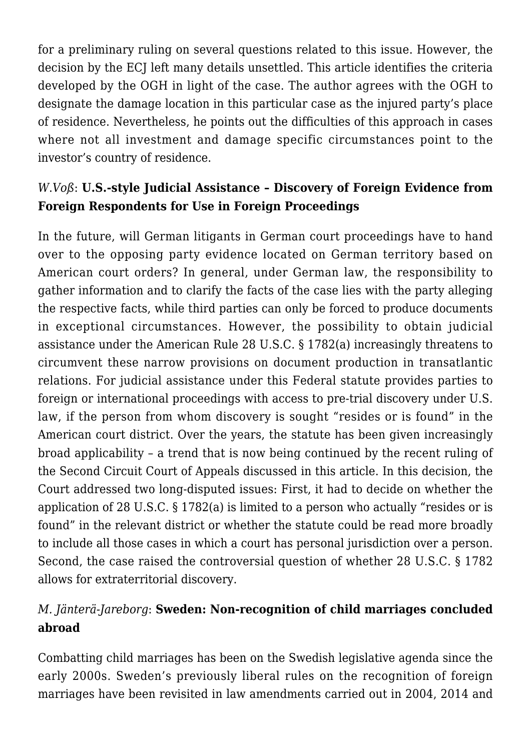for a preliminary ruling on several questions related to this issue. However, the decision by the ECJ left many details unsettled. This article identifies the criteria developed by the OGH in light of the case. The author agrees with the OGH to designate the damage location in this particular case as the injured party's place of residence. Nevertheless, he points out the difficulties of this approach in cases where not all investment and damage specific circumstances point to the investor's country of residence.

### *W.Voß*: **U.S.-style Judicial Assistance – Discovery of Foreign Evidence from Foreign Respondents for Use in Foreign Proceedings**

In the future, will German litigants in German court proceedings have to hand over to the opposing party evidence located on German territory based on American court orders? In general, under German law, the responsibility to gather information and to clarify the facts of the case lies with the party alleging the respective facts, while third parties can only be forced to produce documents in exceptional circumstances. However, the possibility to obtain judicial assistance under the American Rule 28 U.S.C. § 1782(a) increasingly threatens to circumvent these narrow provisions on document production in transatlantic relations. For judicial assistance under this Federal statute provides parties to foreign or international proceedings with access to pre-trial discovery under U.S. law, if the person from whom discovery is sought "resides or is found" in the American court district. Over the years, the statute has been given increasingly broad applicability – a trend that is now being continued by the recent ruling of the Second Circuit Court of Appeals discussed in this article. In this decision, the Court addressed two long-disputed issues: First, it had to decide on whether the application of 28 U.S.C. § 1782(a) is limited to a person who actually "resides or is found" in the relevant district or whether the statute could be read more broadly to include all those cases in which a court has personal jurisdiction over a person. Second, the case raised the controversial question of whether 28 U.S.C. § 1782 allows for extraterritorial discovery.

### *M. Jänterä-Jareborg*: **Sweden: Non-recognition of child marriages concluded abroad**

Combatting child marriages has been on the Swedish legislative agenda since the early 2000s. Sweden's previously liberal rules on the recognition of foreign marriages have been revisited in law amendments carried out in 2004, 2014 and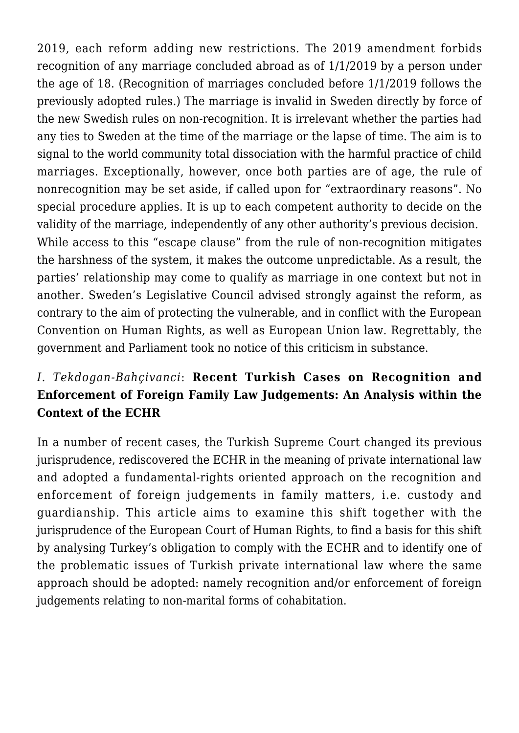2019, each reform adding new restrictions. The 2019 amendment forbids recognition of any marriage concluded abroad as of 1/1/2019 by a person under the age of 18. (Recognition of marriages concluded before 1/1/2019 follows the previously adopted rules.) The marriage is invalid in Sweden directly by force of the new Swedish rules on non-recognition. It is irrelevant whether the parties had any ties to Sweden at the time of the marriage or the lapse of time. The aim is to signal to the world community total dissociation with the harmful practice of child marriages. Exceptionally, however, once both parties are of age, the rule of nonrecognition may be set aside, if called upon for "extraordinary reasons". No special procedure applies. It is up to each competent authority to decide on the validity of the marriage, independently of any other authority's previous decision. While access to this "escape clause" from the rule of non-recognition mitigates the harshness of the system, it makes the outcome unpredictable. As a result, the parties' relationship may come to qualify as marriage in one context but not in another. Sweden's Legislative Council advised strongly against the reform, as contrary to the aim of protecting the vulnerable, and in conflict with the European Convention on Human Rights, as well as European Union law. Regrettably, the government and Parliament took no notice of this criticism in substance.

*I. Tekdogan-Bahçivanci*: **Recent Turkish Cases on Recognition and Enforcement of Foreign Family Law Judgements: An Analysis within the Context of the ECHR**

In a number of recent cases, the Turkish Supreme Court changed its previous jurisprudence, rediscovered the ECHR in the meaning of private international law and adopted a fundamental-rights oriented approach on the recognition and enforcement of foreign judgements in family matters, i.e. custody and guardianship. This article aims to examine this shift together with the jurisprudence of the European Court of Human Rights, to find a basis for this shift by analysing Turkey's obligation to comply with the ECHR and to identify one of the problematic issues of Turkish private international law where the same approach should be adopted: namely recognition and/or enforcement of foreign judgements relating to non-marital forms of cohabitation.